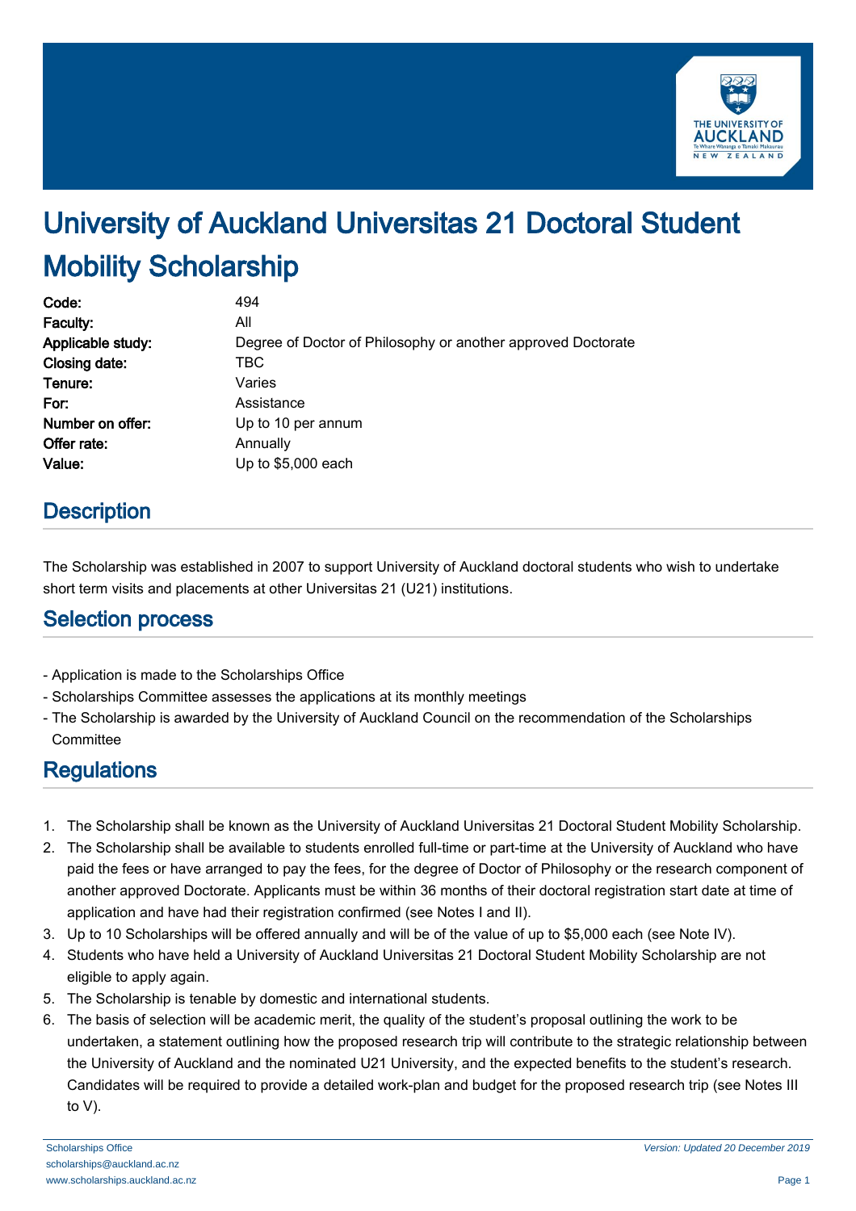# University of Auckland Universitas 21 Doctoral Student Mobility Scholarship

| | |
|---|---|
| **Code:** | 494 |
| **Faculty:** | All |
| **Applicable study:** | Degree of Doctor of Philosophy or another approved Doctorate |
| **Closing date:** | TBC |
| **Tenure:** | Varies |
| **For:** | Assistance |
| **Number on offer:** | Up to 10 per annum |
| **Offer rate:** | Annually |
| **Value:** | Up to $5,000 each |

## Description

The Scholarship was established in 2007 to support University of Auckland doctoral students who wish to undertake short term visits and placements at other Universitas 21 (U21) institutions.

## Selection process

- Application is made to the Scholarships Office
- Scholarships Committee assesses the applications at its monthly meetings
- The Scholarship is awarded by the University of Auckland Council on the recommendation of the Scholarships Committee

## Regulations

1. The Scholarship shall be known as the University of Auckland Universitas 21 Doctoral Student Mobility Scholarship.
2. The Scholarship shall be available to students enrolled full-time or part-time at the University of Auckland who have paid the fees or have arranged to pay the fees, for the degree of Doctor of Philosophy or the research component of another approved Doctorate. Applicants must be within 36 months of their doctoral registration start date at time of application and have had their registration confirmed (see Notes I and II).
3. Up to 10 Scholarships will be offered annually and will be of the value of up to $5,000 each (see Note IV).
4. Students who have held a University of Auckland Universitas 21 Doctoral Student Mobility Scholarship are not eligible to apply again.
5. The Scholarship is tenable by domestic and international students.
6. The basis of selection will be academic merit, the quality of the student's proposal outlining the work to be undertaken, a statement outlining how the proposed research trip will contribute to the strategic relationship between the University of Auckland and the nominated U21 University, and the expected benefits to the student's research. Candidates will be required to provide a detailed work-plan and budget for the proposed research trip (see Notes III to V).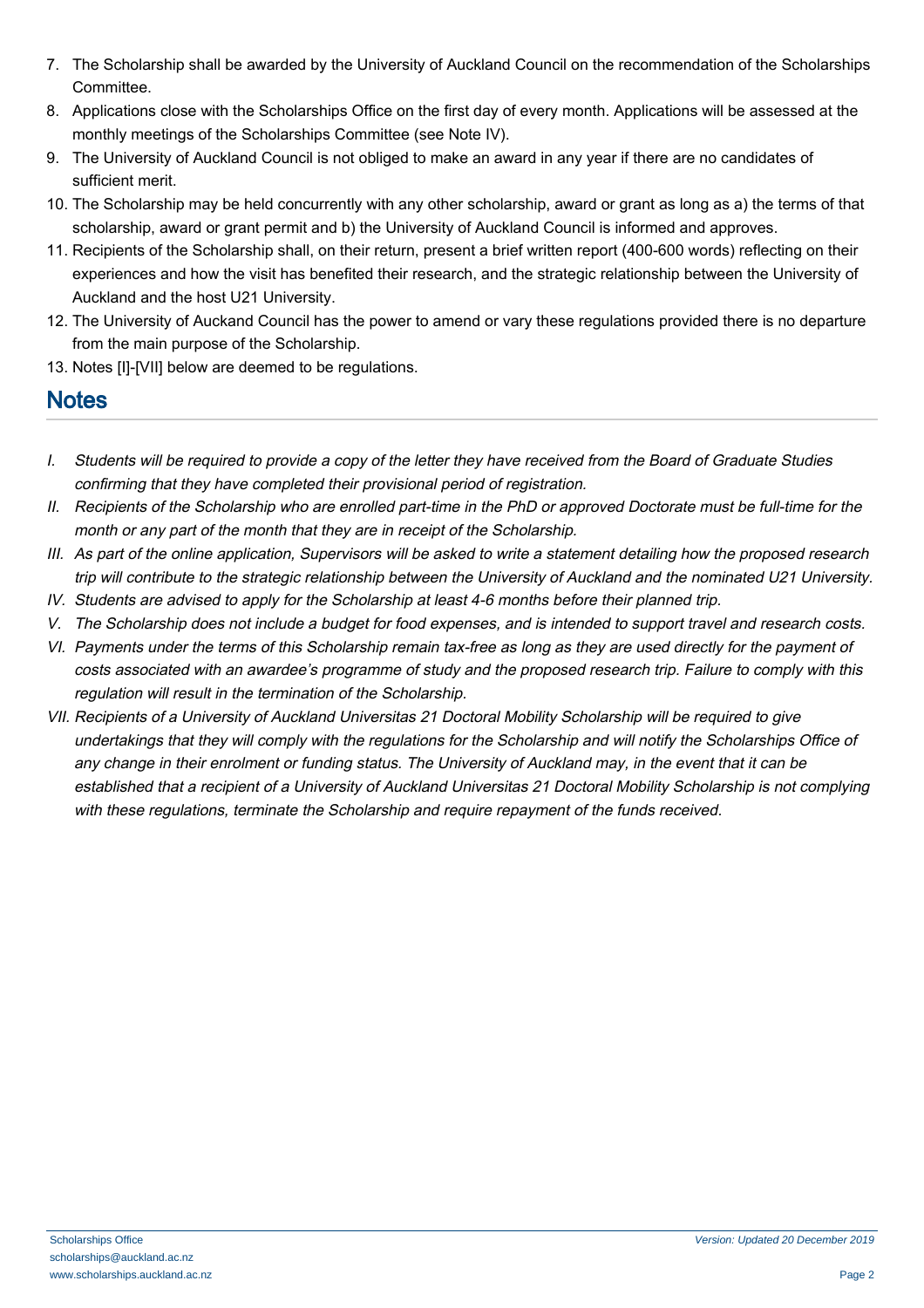7. The Scholarship shall be awarded by the University of Auckland Council on the recommendation of the Scholarships Committee.
8. Applications close with the Scholarships Office on the first day of every month. Applications will be assessed at the monthly meetings of the Scholarships Committee (see Note IV).
9. The University of Auckland Council is not obliged to make an award in any year if there are no candidates of sufficient merit.
10. The Scholarship may be held concurrently with any other scholarship, award or grant as long as a) the terms of that scholarship, award or grant permit and b) the University of Auckland Council is informed and approves.
11. Recipients of the Scholarship shall, on their return, present a brief written report (400-600 words) reflecting on their experiences and how the visit has benefited their research, and the strategic relationship between the University of Auckland and the host U21 University.
12. The University of Auckand Council has the power to amend or vary these regulations provided there is no departure from the main purpose of the Scholarship.
13. Notes [I]-[VII] below are deemed to be regulations.

## Notes

I. *Students will be required to provide a copy of the letter they have received from the Board of Graduate Studies confirming that they have completed their provisional period of registration.*

II. *Recipients of the Scholarship who are enrolled part-time in the PhD or approved Doctorate must be full-time for the month or any part of the month that they are in receipt of the Scholarship.*

III. *As part of the online application, Supervisors will be asked to write a statement detailing how the proposed research trip will contribute to the strategic relationship between the University of Auckland and the nominated U21 University.*

IV. *Students are advised to apply for the Scholarship at least 4-6 months before their planned trip.*

V. *The Scholarship does not include a budget for food expenses, and is intended to support travel and research costs.*

VI. *Payments under the terms of this Scholarship remain tax-free as long as they are used directly for the payment of costs associated with an awardee's programme of study and the proposed research trip. Failure to comply with this regulation will result in the termination of the Scholarship.*

VII. *Recipients of a University of Auckland Universitas 21 Doctoral Mobility Scholarship will be required to give undertakings that they will comply with the regulations for the Scholarship and will notify the Scholarships Office of any change in their enrolment or funding status. The University of Auckland may, in the event that it can be established that a recipient of a University of Auckland Universitas 21 Doctoral Mobility Scholarship is not complying with these regulations, terminate the Scholarship and require repayment of the funds received.*